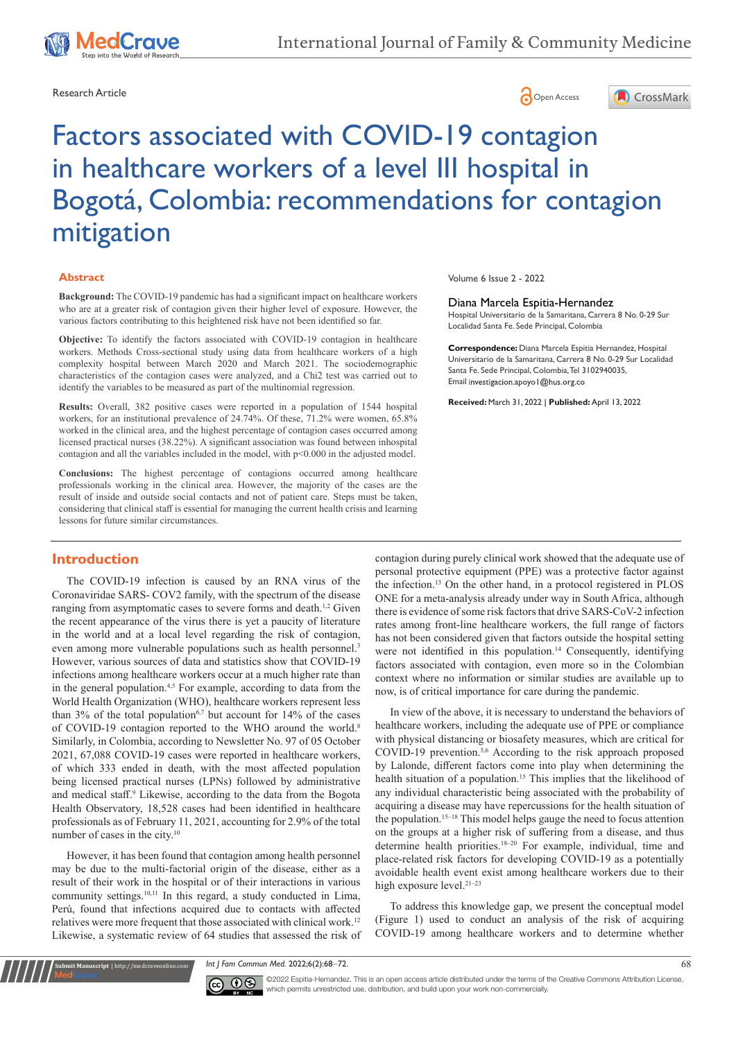Research Article

Open Access

# Factors associated with COVID-19 contagion in healthcare workers of a level III hospital in Bogotá, Colombia: recommendations for contagion mitigation

Volume 6 Issue 2 - 2022

**Diana Marcela Espitia-Hernandez**

Hospital Universitario de la Samaritana, Carrera 8 No. 0-29 Sur Localidad Santa Fe. Sede Principal, Colombia

**Correspondence:** Diana Marcela Espitia Hernandez, Hospital Universitario de la Samaritana, Carrera 8 No. 0-29 Sur Localidad Santa Fe. Sede Principal, Colombia, Tel 3102940035, Email investigacion.apoyo1@hus.org.co

**Received:** March 31, 2022 | **Published:** April 13, 2022

## Abstract

**Background:** The COVID-19 pandemic has had a significant impact on healthcare workers who are at a greater risk of contagion given their higher level of exposure. However, the various factors contributing to this heightened risk have not been identified so far.

**Objective:** To identify the factors associated with COVID-19 contagion in healthcare workers. Methods Cross-sectional study using data from healthcare workers of a high complexity hospital between March 2020 and March 2021. The sociodemographic characteristics of the contagion cases were analyzed, and a Chi2 test was carried out to identify the variables to be measured as part of the multinomial regression.

**Results:** Overall, 382 positive cases were reported in a population of 1544 hospital workers, for an institutional prevalence of 24.74%. Of these, 71.2% were women, 65.8% worked in the clinical area, and the highest percentage of contagion cases occurred among licensed practical nurses (38.22%). A significant association was found between inhospital contagion and all the variables included in the model, with p<0.000 in the adjusted model.

**Conclusions:** The highest percentage of contagions occurred among healthcare professionals working in the clinical area. However, the majority of the cases are the result of inside and outside social contacts and not of patient care. Steps must be taken, considering that clinical staff is essential for managing the current health crisis and learning lessons for future similar circumstances.

## Introduction

The COVID-19 infection is caused by an RNA virus of the Coronaviridae SARS- COV2 family, with the spectrum of the disease ranging from asymptomatic cases to severe forms and death.[1,2] Given the recent appearance of the virus there is yet a paucity of literature in the world and at a local level regarding the risk of contagion, even among more vulnerable populations such as health personnel.[3] However, various sources of data and statistics show that COVID-19 infections among healthcare workers occur at a much higher rate than in the general population.[4,5] For example, according to data from the World Health Organization (WHO), healthcare workers represent less than 3% of the total population[6,7] but account for 14% of the cases of COVID-19 contagion reported to the WHO around the world.[8] Similarly, in Colombia, according to Newsletter No. 97 of 05 October 2021, 67,088 COVID-19 cases were reported in healthcare workers, of which 333 ended in death, with the most affected population being licensed practical nurses (LPNs) followed by administrative and medical staff.[9] Likewise, according to the data from the Bogota Health Observatory, 18,528 cases had been identified in healthcare professionals as of February 11, 2021, accounting for 2.9% of the total number of cases in the city.[10]

However, it has been found that contagion among health personnel may be due to the multi-factorial origin of the disease, either as a result of their work in the hospital or of their interactions in various community settings.[10,11] In this regard, a study conducted in Lima, Perú, found that infections acquired due to contacts with affected relatives were more frequent that those associated with clinical work.[12] Likewise, a systematic review of 64 studies that assessed the risk of contagion during purely clinical work showed that the adequate use of personal protective equipment (PPE) was a protective factor against the infection.[13] On the other hand, in a protocol registered in PLOS ONE for a meta-analysis already under way in South Africa, although there is evidence of some risk factors that drive SARS-CoV-2 infection rates among front-line healthcare workers, the full range of factors has not been considered given that factors outside the hospital setting were not identified in this population.[14] Consequently, identifying factors associated with contagion, even more so in the Colombian context where no information or similar studies are available up to now, is of critical importance for care during the pandemic.

In view of the above, it is necessary to understand the behaviors of healthcare workers, including the adequate use of PPE or compliance with physical distancing or biosafety measures, which are critical for COVID-19 prevention.[5,6] According to the risk approach proposed by Lalonde, different factors come into play when determining the health situation of a population.[15] This implies that the likelihood of any individual characteristic being associated with the probability of acquiring a disease may have repercussions for the health situation of the population.[15–18] This model helps gauge the need to focus attention on the groups at a higher risk of suffering from a disease, and thus determine health priorities.[18–20] For example, individual, time and place-related risk factors for developing COVID-19 as a potentially avoidable health event exist among healthcare workers due to their high exposure level.[21–23]

To address this knowledge gap, we present the conceptual model (Figure 1) used to conduct an analysis of the risk of acquiring COVID-19 among healthcare workers and to determine whether

©2022 Espitia-Hernandez. This is an open access article distributed under the terms of the Creative Commons Attribution License, which permits unrestricted use, distribution, and build upon your work non-commercially.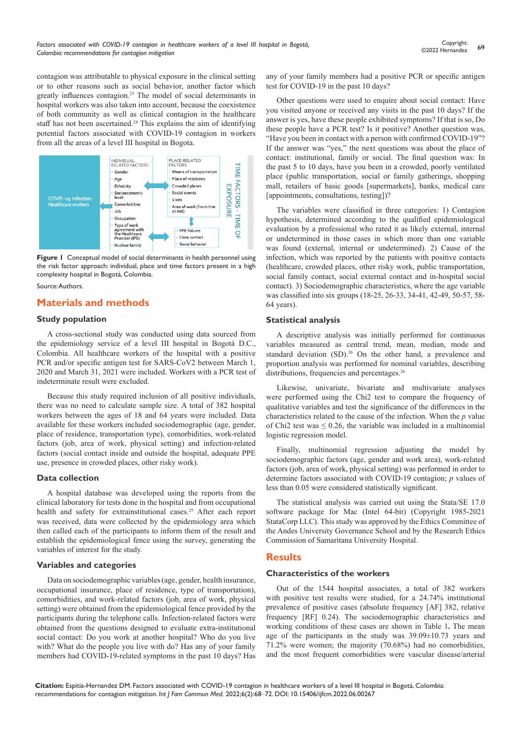contagion was attributable to physical exposure in the clinical setting or to other reasons such as social behavior, another factor which greatly influences contagion.[23] The model of social determinants in hospital workers was also taken into account, because the coexistence of both community as well as clinical contagion in the healthcare staff has not been ascertained.[24] This explains the aim of identifying potential factors associated with COVID-19 contagion in workers from all the areas of a level III hospital in Bogota.

**Figure 1** Conceptual model of social determinants in health personnel using the risk factor approach: individual, place and time factors present in a high complexity hospital in Bogotá, Colombia.

Source: Authors.

## Materials and methods

### Study population

A cross-sectional study was conducted using data sourced from the epidemiology service of a level III hospital in Bogotá D.C., Colombia. All healthcare workers of the hospital with a positive PCR and/or specific antigen test for SARS-CoV2 between March 1, 2020 and March 31, 2021 were included. Workers with a PCR test of indeterminate result were excluded.

Because this study required inclusion of all positive individuals, there was no need to calculate sample size. A total of 382 hospital workers between the ages of 18 and 64 years were included. Data available for these workers included sociodemographic (age, gender, place of residence, transportation type), comorbidities, work-related factors (job, area of work, physical setting) and infection-related factors (social contact inside and outside the hospital, adequate PPE use, presence in crowded places, other risky work).

### Data collection

A hospital database was developed using the reports from the clinical laboratory for tests done in the hospital and from occupational health and safety for extrainstitutional cases.[25] After each report was received, data were collected by the epidemiology area which then called each of the participants to inform them of the result and establish the epidemiological fence using the survey, generating the variables of interest for the study.

### Variables and categories

Data on sociodemographic variables (age, gender, health insurance, occupational insurance, place of residence, type of transportation), comorbidities, and work-related factors (job, area of work, physical setting) were obtained from the epidemiological fence provided by the participants during the telephone calls. Infection-related factors were obtained from the questions designed to evaluate extra-institutional social contact: Do you work at another hospital? Who do you live with? What do the people you live with do? Has any of your family members had COVID-19-related symptoms in the past 10 days? Has any of your family members had a positive PCR or specific antigen test for COVID-19 in the past 10 days?

Other questions were used to enquire about social contact: Have you visited anyone or received any visits in the past 10 days? If the answer is yes, have these people exhibited symptoms? If that is so, Do these people have a PCR test? Is it positive? Another question was, "Have you been in contact with a person with confirmed COVID-19"? If the answer was "yes," the next questions was about the place of contact: institutional, family or social. The final question was: In the past 5 to 10 days, have you been in a crowded, poorly ventilated place (public transportation, social or family gatherings, shopping mall, retailers of basic goods [supermarkets], banks, medical care [appointments, consultations, testing])?

The variables were classified in three categories: 1) Contagion hypothesis, determined according to the qualified epidemiological evaluation by a professional who rated it as likely external, internal or undetermined in those cases in which more than one variable was found (external, internal or undetermined). 2) Cause of the infection, which was reported by the patients with positive contacts (healthcare, crowded places, other risky work, public transportation, social family contact, social external contact and in-hospital social contact). 3) Sociodemographic characteristics, where the age variable was classified into six groups (18-25, 26-33, 34-41, 42-49, 50-57, 58-64 years).

### Statistical analysis

A descriptive analysis was initially performed for continuous variables measured as central trend, mean, median, mode and standard deviation (SD).[26] On the other hand, a prevalence and proportion analysis was performed for nominal variables, describing frequencies distributions, frequencies and percentages.[26]

Likewise, univariate, bivariate and multivariate analyses were performed using the Chi2 test to compare the frequency of qualitative variables and test the significance of the differences in the characteristics related to the cause of the infection. When the $p$ value of Chi2 test was $\leq 0.26$, the variable was included in a multinomial logistic regression model.

Finally, multinomial regression adjusting the model by sociodemographic factors (age, gender and work area), work-related factors (job, area of work, physical setting) was performed in order to determine factors associated with COVID-19 contagion; $p$ values of less than 0.05 were considered statistically significant.

The statistical analysis was carried out using the Stata/SE 17.0 software package for Mac (Intel 64-bit) (Copyright 1985-2021 StataCorp LLC). This study was approved by the Ethics Committee of the Andes University Governance School and by the Research Ethics Commission of Samaritana University Hospital.

## Results

### Characteristics of the workers

Out of the 1544 hospital associates, a total of 382 workers with positive test results were studied, for a 24.74% institutional prevalence of positive cases (absolute frequency [AF] 382, relative frequency [RF] 0.24). The sociodemographic characteristics and working conditions of these cases are shown in Table 1. The mean age of the participants in the study was 39.09±10.73 years and 71.2% were women; the majority (70.68%) had no comorbidities, and the most frequent comorbidities were vascular disease/arterial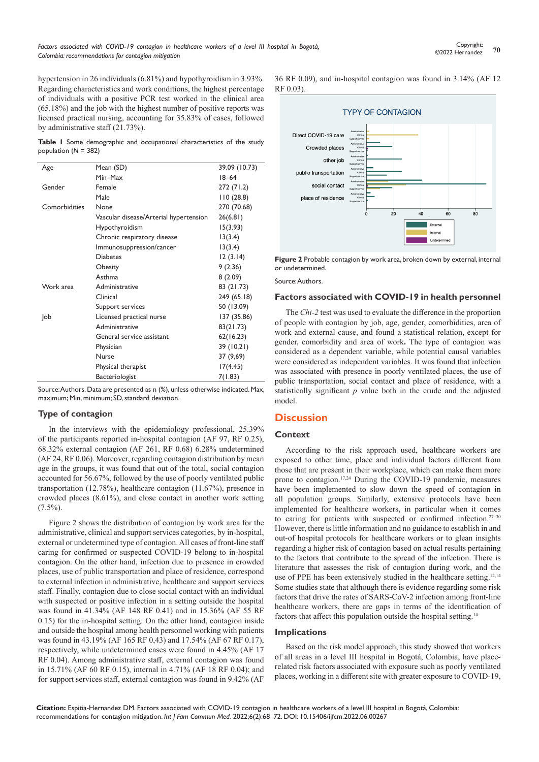hypertension in 26 individuals (6.81%) and hypothyroidism in 3.93%. Regarding characteristics and work conditions, the highest percentage of individuals with a positive PCR test worked in the clinical area (65.18%) and the job with the highest number of positive reports was licensed practical nursing, accounting for 35.83% of cases, followed by administrative staff (21.73%).

**Table 1** Some demographic and occupational characteristics of the study population (N = 382)

| | | |
|---|---|---|
| Age | Mean (SD) | 39.09 (10.73) |
| | Min–Max | 18–64 |
| Gender | Female | 272 (71.2) |
| | Male | 110 (28.8) |
| Comorbidities | None | 270 (70.68) |
| | Vascular disease/Arterial hypertension | 26(6.81) |
| | Hypothyroidism | 15(3.93) |
| | Chronic respiratory disease | 13(3.4) |
| | Immunosuppression/cancer | 13(3.4) |
| | Diabetes | 12 (3.14) |
| | Obesity | 9 (2.36) |
| | Asthma | 8 (2.09) |
| Work area | Administrative | 83 (21.73) |
| | Clinical | 249 (65.18) |
| | Support services | 50 (13.09) |
| Job | Licensed practical nurse | 137 (35.86) |
| | Administrative | 83(21.73) |
| | General service assistant | 62(16.23) |
| | Physician | 39 (10,21) |
| | Nurse | 37 (9,69) |
| | Physical therapist | 17(4.45) |
| | Bacteriologist | 7(1.83) |

Source: Authors. Data are presented as n (%), unless otherwise indicated. Max, maximum; Min, minimum; SD, standard deviation.

## Type of contagion

In the interviews with the epidemiology professional, 25.39% of the participants reported in-hospital contagion (AF 97, RF 0.25), 68.32% external contagion (AF 261, RF 0.68) 6.28% undetermined (AF 24, RF 0.06). Moreover, regarding contagion distribution by mean age in the groups, it was found that out of the total, social contagion accounted for 56.67%, followed by the use of poorly ventilated public transportation (12.78%), healthcare contagion (11.67%), presence in crowded places (8.61%), and close contact in another work setting (7.5%).

Figure 2 shows the distribution of contagion by work area for the administrative, clinical and support services categories, by in-hospital, external or undetermined type of contagion. All cases of front-line staff caring for confirmed or suspected COVID-19 belong to in-hospital contagion. On the other hand, infection due to presence in crowded places, use of public transportation and place of residence, correspond to external infection in administrative, healthcare and support services staff. Finally, contagion due to close social contact with an individual with suspected or positive infection in a setting outside the hospital was found in 41.34% (AF 148 RF 0.41) and in 15.36% (AF 55 RF 0.15) for the in-hospital setting. On the other hand, contagion inside and outside the hospital among health personnel working with patients was found in 43.19% (AF 165 RF 0,43) and 17.54% (AF 67 RF 0.17), respectively, while undetermined cases were found in 4.45% (AF 17 RF 0.04). Among administrative staff, external contagion was found in 15.71% (AF 60 RF 0.15), internal in 4.71% (AF 18 RF 0.04); and for support services staff, external contagion was found in 9.42% (AF 36 RF 0.09), and in-hospital contagion was found in 3.14% (AF 12 RF 0.03).

**Figure 2** Probable contagion by work area, broken down by external, internal or undetermined.

Source: Authors.

## Factors associated with COVID-19 in health personnel

The *Chi-2* test was used to evaluate the difference in the proportion of people with contagion by job, age, gender, comorbidities, area of work and external cause, and found a statistical relation, except for gender, comorbidity and area of work**.** The type of contagion was considered as a dependent variable, while potential causal variables were considered as independent variables. It was found that infection was associated with presence in poorly ventilated places, the use of public transportation, social contact and place of residence, with a statistically significant *p* value both in the crude and the adjusted model.

# Discussion

## Context

According to the risk approach used, healthcare workers are exposed to other time, place and individual factors different from those that are present in their workplace, which can make them more prone to contagion.[17,24] During the COVID-19 pandemic, measures have been implemented to slow down the speed of contagion in all population groups. Similarly, extensive protocols have been implemented for healthcare workers, in particular when it comes to caring for patients with suspected or confirmed infection.[27–30] However, there is little information and no guidance to establish in and out-of hospital protocols for healthcare workers or to glean insights regarding a higher risk of contagion based on actual results pertaining to the factors that contribute to the spread of the infection. There is literature that assesses the risk of contagion during work, and the use of PPE has been extensively studied in the healthcare setting.[12,14] Some studies state that although there is evidence regarding some risk factors that drive the rates of SARS-CoV-2 infection among front-line healthcare workers, there are gaps in terms of the identification of factors that affect this population outside the hospital setting.[14]

## Implications

Based on the risk model approach, this study showed that workers of all areas in a level III hospital in Bogotá, Colombia, have place-related risk factors associated with exposure such as poorly ventilated places, working in a different site with greater exposure to COVID-19,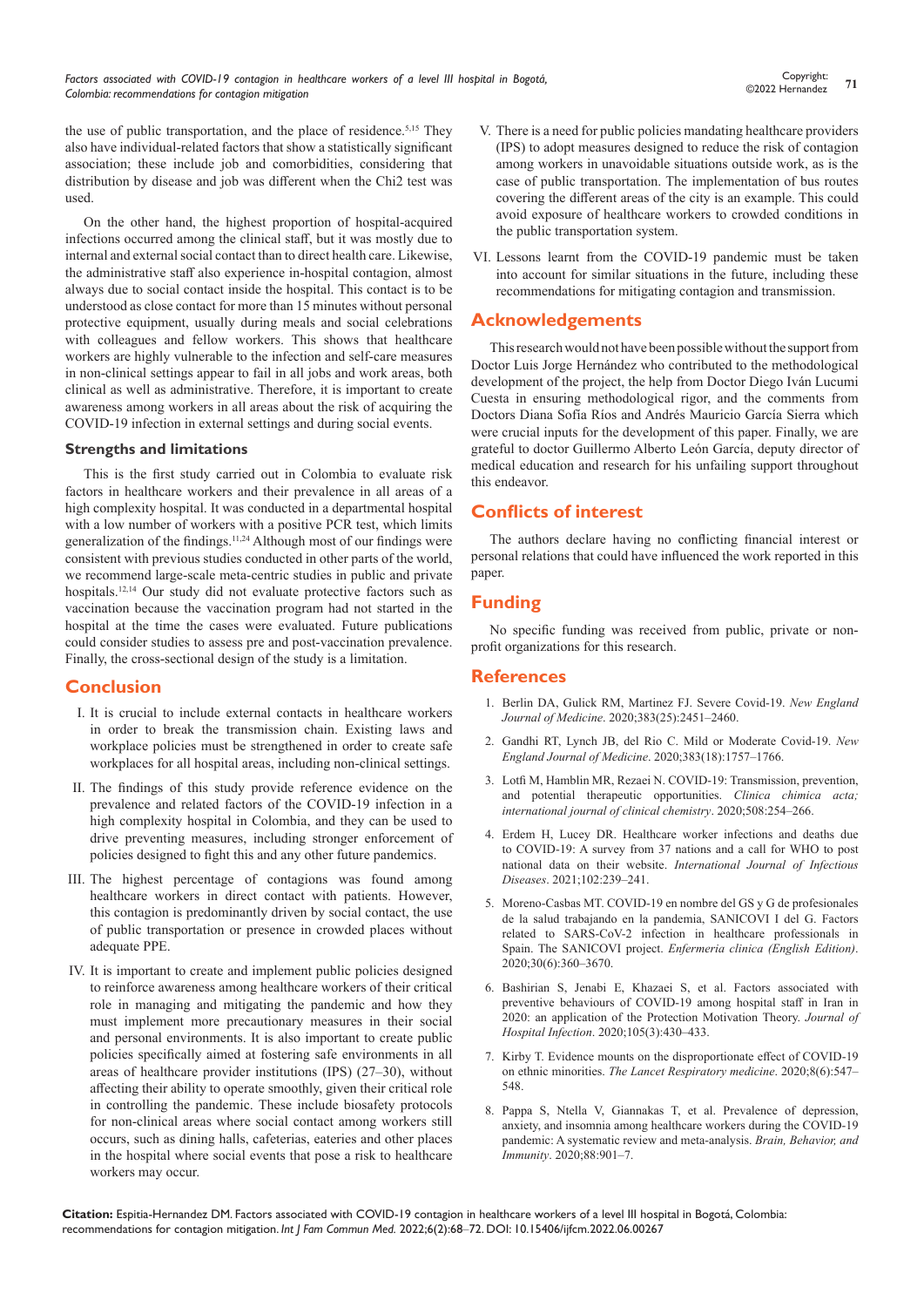the use of public transportation, and the place of residence.[5,15] They also have individual-related factors that show a statistically significant association; these include job and comorbidities, considering that distribution by disease and job was different when the Chi2 test was used.

On the other hand, the highest proportion of hospital-acquired infections occurred among the clinical staff, but it was mostly due to internal and external social contact than to direct health care. Likewise, the administrative staff also experience in-hospital contagion, almost always due to social contact inside the hospital. This contact is to be understood as close contact for more than 15 minutes without personal protective equipment, usually during meals and social celebrations with colleagues and fellow workers. This shows that healthcare workers are highly vulnerable to the infection and self-care measures in non-clinical settings appear to fail in all jobs and work areas, both clinical as well as administrative. Therefore, it is important to create awareness among workers in all areas about the risk of acquiring the COVID-19 infection in external settings and during social events.

### Strengths and limitations

This is the first study carried out in Colombia to evaluate risk factors in healthcare workers and their prevalence in all areas of a high complexity hospital. It was conducted in a departmental hospital with a low number of workers with a positive PCR test, which limits generalization of the findings.[11,24] Although most of our findings were consistent with previous studies conducted in other parts of the world, we recommend large-scale meta-centric studies in public and private hospitals.[12,14] Our study did not evaluate protective factors such as vaccination because the vaccination program had not started in the hospital at the time the cases were evaluated. Future publications could consider studies to assess pre and post-vaccination prevalence. Finally, the cross-sectional design of the study is a limitation.

## Conclusion

I. It is crucial to include external contacts in healthcare workers in order to break the transmission chain. Existing laws and workplace policies must be strengthened in order to create safe workplaces for all hospital areas, including non-clinical settings.

II. The findings of this study provide reference evidence on the prevalence and related factors of the COVID-19 infection in a high complexity hospital in Colombia, and they can be used to drive preventing measures, including stronger enforcement of policies designed to fight this and any other future pandemics.

III. The highest percentage of contagions was found among healthcare workers in direct contact with patients. However, this contagion is predominantly driven by social contact, the use of public transportation or presence in crowded places without adequate PPE.

IV. It is important to create and implement public policies designed to reinforce awareness among healthcare workers of their critical role in managing and mitigating the pandemic and how they must implement more precautionary measures in their social and personal environments. It is also important to create public policies specifically aimed at fostering safe environments in all areas of healthcare provider institutions (IPS) (27–30), without affecting their ability to operate smoothly, given their critical role in controlling the pandemic. These include biosafety protocols for non-clinical areas where social contact among workers still occurs, such as dining halls, cafeterias, eateries and other places in the hospital where social events that pose a risk to healthcare workers may occur.

V. There is a need for public policies mandating healthcare providers (IPS) to adopt measures designed to reduce the risk of contagion among workers in unavoidable situations outside work, as is the case of public transportation. The implementation of bus routes covering the different areas of the city is an example. This could avoid exposure of healthcare workers to crowded conditions in the public transportation system.

VI. Lessons learnt from the COVID-19 pandemic must be taken into account for similar situations in the future, including these recommendations for mitigating contagion and transmission.

## Acknowledgements

This research would not have been possible without the support from Doctor Luis Jorge Hernández who contributed to the methodological development of the project, the help from Doctor Diego Iván Lucumi Cuesta in ensuring methodological rigor, and the comments from Doctors Diana Sofía Ríos and Andrés Mauricio García Sierra which were crucial inputs for the development of this paper. Finally, we are grateful to doctor Guillermo Alberto León García, deputy director of medical education and research for his unfailing support throughout this endeavor.

## Conflicts of interest

The authors declare having no conflicting financial interest or personal relations that could have influenced the work reported in this paper.

## Funding

No specific funding was received from public, private or non-profit organizations for this research.

## References

1. Berlin DA, Gulick RM, Martinez FJ. Severe Covid-19. *New England Journal of Medicine*. 2020;383(25):2451–2460.
2. Gandhi RT, Lynch JB, del Rio C. Mild or Moderate Covid-19. *New England Journal of Medicine*. 2020;383(18):1757–1766.
3. Lotfi M, Hamblin MR, Rezaei N. COVID-19: Transmission, prevention, and potential therapeutic opportunities. *Clinica chimica acta; international journal of clinical chemistry*. 2020;508:254–266.
4. Erdem H, Lucey DR. Healthcare worker infections and deaths due to COVID-19: A survey from 37 nations and a call for WHO to post national data on their website. *International Journal of Infectious Diseases*. 2021;102:239–241.
5. Moreno-Casbas MT. COVID-19 en nombre del GS y G de profesionales de la salud trabajando en la pandemia, SANICOVI I del G. Factors related to SARS-CoV-2 infection in healthcare professionals in Spain. The SANICOVI project. *Enfermeria clinica (English Edition)*. 2020;30(6):360–3670.
6. Bashirian S, Jenabi E, Khazaei S, et al. Factors associated with preventive behaviours of COVID-19 among hospital staff in Iran in 2020: an application of the Protection Motivation Theory. *Journal of Hospital Infection*. 2020;105(3):430–433.
7. Kirby T. Evidence mounts on the disproportionate effect of COVID-19 on ethnic minorities. *The Lancet Respiratory medicine*. 2020;8(6):547–548.
8. Pappa S, Ntella V, Giannakas T, et al. Prevalence of depression, anxiety, and insomnia among healthcare workers during the COVID-19 pandemic: A systematic review and meta-analysis. *Brain, Behavior, and Immunity*. 2020;88:901–7.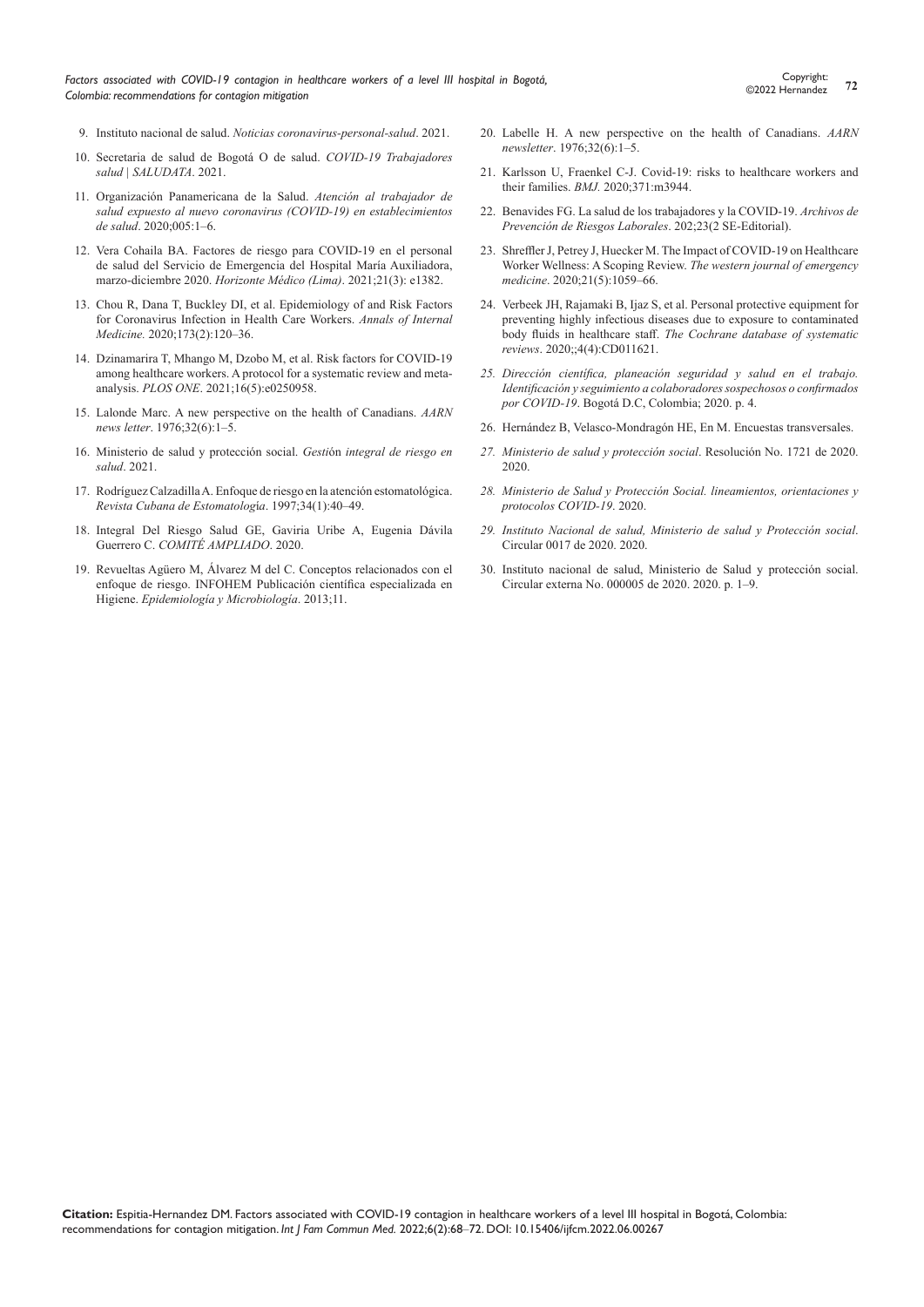9. Instituto nacional de salud. *Noticias coronavirus-personal-salud*. 2021.
10. Secretaria de salud de Bogotá O de salud. *COVID-19 Trabajadores salud | SALUDATA*. 2021.
11. Organización Panamericana de la Salud. *Atención al trabajador de salud expuesto al nuevo coronavirus (COVID-19) en establecimientos de salud*. 2020;005:1–6.
12. Vera Cohaila BA. Factores de riesgo para COVID-19 en el personal de salud del Servicio de Emergencia del Hospital María Auxiliadora, marzo-diciembre 2020. *Horizonte Médico (Lima)*. 2021;21(3): e1382.
13. Chou R, Dana T, Buckley DI, et al. Epidemiology of and Risk Factors for Coronavirus Infection in Health Care Workers. *Annals of Internal Medicine.* 2020;173(2):120–36.
14. Dzinamarira T, Mhango M, Dzobo M, et al. Risk factors for COVID-19 among healthcare workers. A protocol for a systematic review and meta-analysis. *PLOS ONE*. 2021;16(5):e0250958.
15. Lalonde Marc. A new perspective on the health of Canadians. *AARN news letter*. 1976;32(6):1–5.
16. Ministerio de salud y protección social. *Gestión integral de riesgo en salud*. 2021.
17. Rodríguez Calzadilla A. Enfoque de riesgo en la atención estomatológica. *Revista Cubana de Estomatología*. 1997;34(1):40–49.
18. Integral Del Riesgo Salud GE, Gaviria Uribe A, Eugenia Dávila Guerrero C. *COMITÉ AMPLIADO*. 2020.
19. Revueltas Agüero M, Álvarez M del C. Conceptos relacionados con el enfoque de riesgo. INFOHEM Publicación científica especializada en Higiene. *Epidemiología y Microbiología*. 2013;11.
20. Labelle H. A new perspective on the health of Canadians. *AARN newsletter*. 1976;32(6):1–5.
21. Karlsson U, Fraenkel C-J. Covid-19: risks to healthcare workers and their families. *BMJ.* 2020;371:m3944.
22. Benavides FG. La salud de los trabajadores y la COVID-19. *Archivos de Prevención de Riesgos Laborales*. 202;23(2 SE-Editorial).
23. Shreffler J, Petrey J, Huecker M. The Impact of COVID-19 on Healthcare Worker Wellness: A Scoping Review. *The western journal of emergency medicine*. 2020;21(5):1059–66.
24. Verbeek JH, Rajamaki B, Ijaz S, et al. Personal protective equipment for preventing highly infectious diseases due to exposure to contaminated body fluids in healthcare staff. *The Cochrane database of systematic reviews*. 2020;;4(4):CD011621.
25. *Dirección científica, planeación seguridad y salud en el trabajo. Identificación y seguimiento a colaboradores sospechosos o confirmados por COVID-19*. Bogotá D.C, Colombia; 2020. p. 4.
26. Hernández B, Velasco-Mondragón HE, En M. Encuestas transversales.
27. *Ministerio de salud y protección social*. Resolución No. 1721 de 2020. 2020.
28. *Ministerio de Salud y Protección Social. lineamientos, orientaciones y protocolos COVID-19*. 2020.
29. *Instituto Nacional de salud, Ministerio de salud y Protección social*. Circular 0017 de 2020. 2020.
30. Instituto nacional de salud, Ministerio de Salud y protección social. Circular externa No. 000005 de 2020. 2020. p. 1–9.

**Citation:** Espitia-Hernandez DM. Factors associated with COVID-19 contagion in healthcare workers of a level III hospital in Bogotá, Colombia: recommendations for contagion mitigation. *Int J Fam Commun Med.* 2022;6(2):68–72. DOI: 10.15406/ijfcm.2022.06.00267